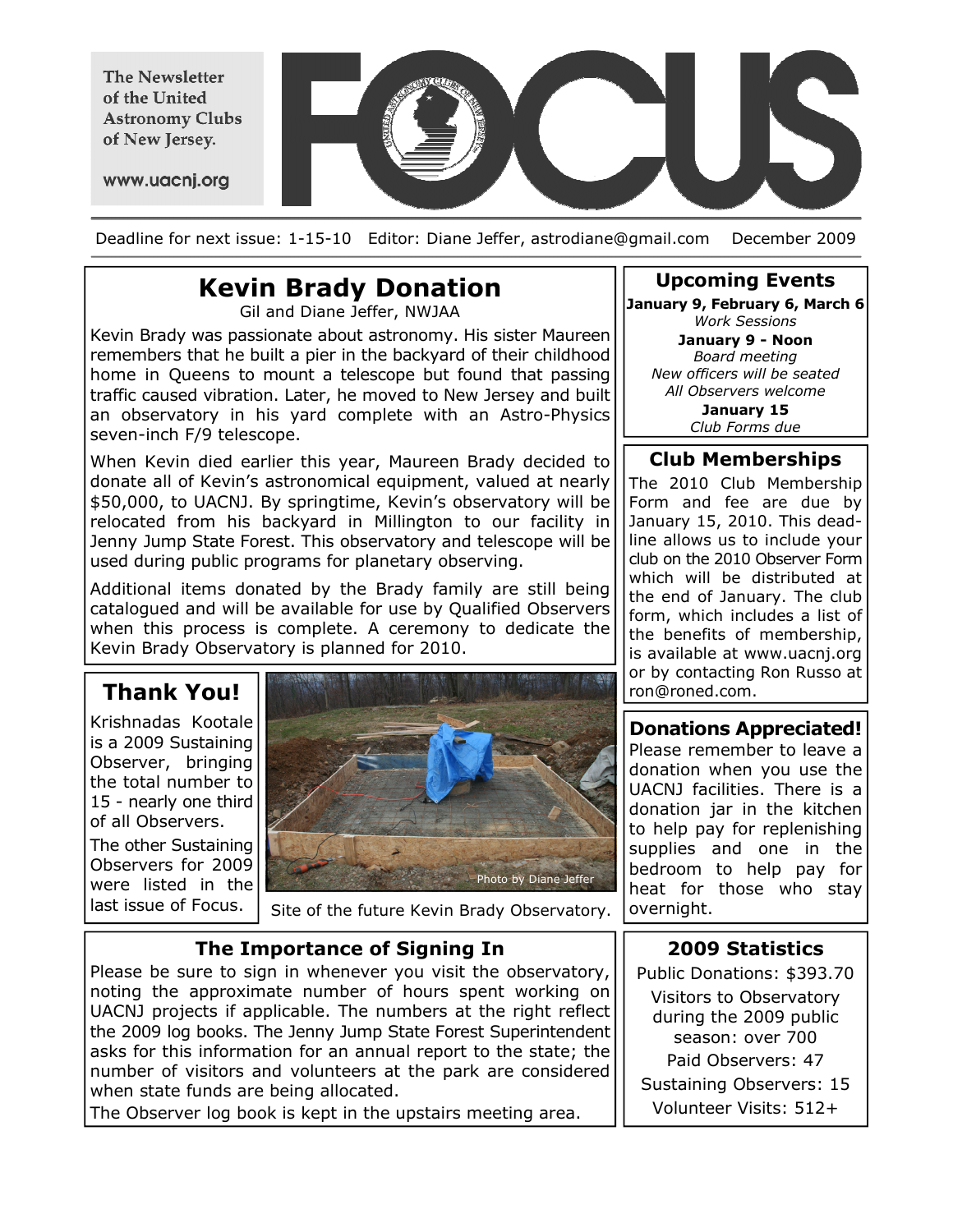The Newsletter of the United Astronomy Clubs of New Jersey.

www.uacnj.org

# FOCUS

Deadline for next issue: 1-15-10 Editor: Diane Jeffer, astrodiane@gmail.com December 2009

## Kevin Brady Donation

Gil and Diane Jeffer, NWJAA

Kevin Brady was passionate about astronomy. His sister Maureen remembers that he built a pier in the backyard of their childhood home in Queens to mount a telescope but found that passing traffic caused vibration. Later, he moved to New Jersey and built an observatory in his yard complete with an Astro-Physics seven-inch F/9 telescope.

When Kevin died earlier this year, Maureen Brady decided to donate all of Kevin's astronomical equipment, valued at nearly $50,000, to UACNJ. By springtime, Kevin's observatory will be relocated from his backyard in Millington to our facility in Jenny Jump State Forest. This observatory and telescope will be used during public programs for planetary observing.

Additional items donated by the Brady family are still being catalogued and will be available for use by Qualified Observers when this process is complete. A ceremony to dedicate the Kevin Brady Observatory is planned for 2010.

## Thank You!

Krishnadas Kootale is a 2009 Sustaining Observer, bringing the total number to 15 - nearly one third of all Observers.

The other Sustaining Observers for 2009 were listed in the last issue of Focus.

Photo by Diane Jeffer

Site of the future Kevin Brady Observatory.

## The Importance of Signing In

Please be sure to sign in whenever you visit the observatory, noting the approximate number of hours spent working on UACNJ projects if applicable. The numbers at the right reflect the 2009 log books. The Jenny Jump State Forest Superintendent asks for this information for an annual report to the state; the number of visitors and volunteers at the park are considered when state funds are being allocated.

The Observer log book is kept in the upstairs meeting area.

## Upcoming Events

**January 9, February 6, March 6**
*Work Sessions*

**January 9 - Noon**
*Board meeting*
*New officers will be seated*
*All Observers welcome*

**January 15**
*Club Forms due*

## Club Memberships

The 2010 Club Membership Form and fee are due by January 15, 2010. This deadline allows us to include your club on the 2010 Observer Form which will be distributed at the end of January. The club form, which includes a list of the benefits of membership, is available at www.uacnj.org or by contacting Ron Russo at ron@roned.com.

## Donations Appreciated!

Please remember to leave a donation when you use the UACNJ facilities. There is a donation jar in the kitchen to help pay for replenishing supplies and one in the bedroom to help pay for heat for those who stay overnight.

## 2009 Statistics

Public Donations: $393.70

Visitors to Observatory during the 2009 public season: over 700

Paid Observers: 47

Sustaining Observers: 15

Volunteer Visits: 512+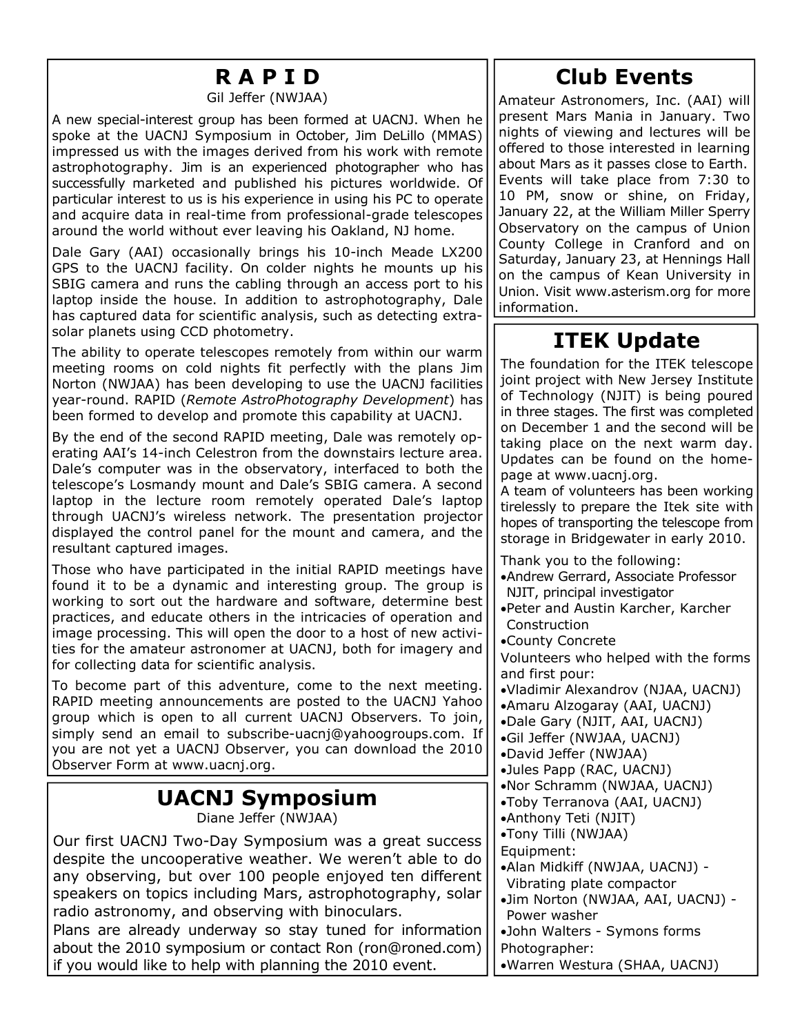# R A P I D

Gil Jeffer (NWJAA)

A new special-interest group has been formed at UACNJ. When he spoke at the UACNJ Symposium in October, Jim DeLillo (MMAS) impressed us with the images derived from his work with remote astrophotography. Jim is an experienced photographer who has successfully marketed and published his pictures worldwide. Of particular interest to us is his experience in using his PC to operate and acquire data in real-time from professional-grade telescopes around the world without ever leaving his Oakland, NJ home.

Dale Gary (AAI) occasionally brings his 10-inch Meade LX200 GPS to the UACNJ facility. On colder nights he mounts up his SBIG camera and runs the cabling through an access port to his laptop inside the house. In addition to astrophotography, Dale has captured data for scientific analysis, such as detecting extra-solar planets using CCD photometry.

The ability to operate telescopes remotely from within our warm meeting rooms on cold nights fit perfectly with the plans Jim Norton (NWJAA) has been developing to use the UACNJ facilities year-round. RAPID (*Remote AstroPhotography Development*) has been formed to develop and promote this capability at UACNJ.

By the end of the second RAPID meeting, Dale was remotely operating AAI's 14-inch Celestron from the downstairs lecture area. Dale's computer was in the observatory, interfaced to both the telescope's Losmandy mount and Dale's SBIG camera. A second laptop in the lecture room remotely operated Dale's laptop through UACNJ's wireless network. The presentation projector displayed the control panel for the mount and camera, and the resultant captured images.

Those who have participated in the initial RAPID meetings have found it to be a dynamic and interesting group. The group is working to sort out the hardware and software, determine best practices, and educate others in the intricacies of operation and image processing. This will open the door to a host of new activities for the amateur astronomer at UACNJ, both for imagery and for collecting data for scientific analysis.

To become part of this adventure, come to the next meeting. RAPID meeting announcements are posted to the UACNJ Yahoo group which is open to all current UACNJ Observers. To join, simply send an email to subscribe-uacnj@yahoogroups.com. If you are not yet a UACNJ Observer, you can download the 2010 Observer Form at www.uacnj.org.

# UACNJ Symposium

Diane Jeffer (NWJAA)

Our first UACNJ Two-Day Symposium was a great success despite the uncooperative weather. We weren't able to do any observing, but over 100 people enjoyed ten different speakers on topics including Mars, astrophotography, solar radio astronomy, and observing with binoculars.

Plans are already underway so stay tuned for information about the 2010 symposium or contact Ron (ron@roned.com) if you would like to help with planning the 2010 event.

# Club Events

Amateur Astronomers, Inc. (AAI) will present Mars Mania in January. Two nights of viewing and lectures will be offered to those interested in learning about Mars as it passes close to Earth. Events will take place from 7:30 to 10 PM, snow or shine, on Friday, January 22, at the William Miller Sperry Observatory on the campus of Union County College in Cranford and on Saturday, January 23, at Hennings Hall on the campus of Kean University in Union. Visit www.asterism.org for more information.

# ITEK Update

The foundation for the ITEK telescope joint project with New Jersey Institute of Technology (NJIT) is being poured in three stages. The first was completed on December 1 and the second will be taking place on the next warm day. Updates can be found on the homepage at www.uacnj.org.

A team of volunteers has been working tirelessly to prepare the Itek site with hopes of transporting the telescope from storage in Bridgewater in early 2010.

Thank you to the following:

- Andrew Gerrard, Associate Professor NJIT, principal investigator
- Peter and Austin Karcher, Karcher Construction
- County Concrete

Volunteers who helped with the forms and first pour:

- Vladimir Alexandrov (NJAA, UACNJ)
- Amaru Alzogaray (AAI, UACNJ)
- Dale Gary (NJIT, AAI, UACNJ)
- Gil Jeffer (NWJAA, UACNJ)
- David Jeffer (NWJAA)
- Jules Papp (RAC, UACNJ)
- Nor Schramm (NWJAA, UACNJ)
- Toby Terranova (AAI, UACNJ)
- Anthony Teti (NJIT)
- Tony Tilli (NWJAA)

Equipment:

- Alan Midkiff (NWJAA, UACNJ) - Vibrating plate compactor
- Jim Norton (NWJAA, AAI, UACNJ) - Power washer
- John Walters - Symons forms

Photographer:

- Warren Westura (SHAA, UACNJ)